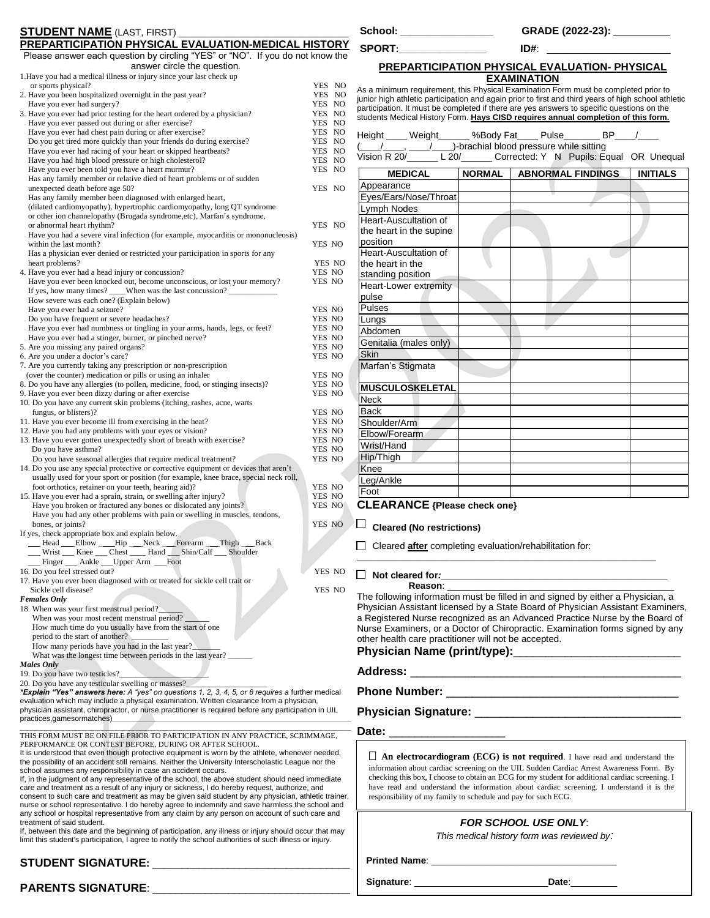**STUDENT NAME** (LAST, FIRST) ______________________________

**PREPARTICIPATION PHYSICAL EVALUATION-MEDICAL HISTORY**

Please answer each question by circling "YES" or "NO". If you do not know the answer circle the question.

1. Have you had a medical illness or injury since your last check up or sports physical? YES NO
2. Have you been hospitalized overnight in the past year? YES NO
   Have you ever had surgery? YES NO
3. Have you ever had prior testing for the heart ordered by a physician? YES NO
   Have you ever passed out during or after exercise? YES NO
   Have you ever had chest pain during or after exercise? YES NO
   Do you get tired more quickly than your friends do during exercise? YES NO
   Have you ever had racing of your heart or skipped heartbeats? YES NO
   Have you had high blood pressure or high cholesterol? YES NO
   Have you ever been told you have a heart murmur? YES NO
   Has any family member or relative died of heart problems or of sudden unexpected death before age 50? YES NO
   Has any family member been diagnosed with enlarged heart, (dilated cardiomyopathy), hypertrophic cardiomyopathy, long QT syndrome or other ion channelopathy (Brugada syndrome,etc), Marfan's syndrome, or abnormal heart rhythm? YES NO
   Have you had a severe viral infection (for example, myocarditis or mononucleosis) within the last month? YES NO
   Has a physician ever denied or restricted your participation in sports for any heart problems? YES NO
4. Have you ever had a head injury or concussion? YES NO
   Have you ever been knocked out, become unconscious, or lost your memory? YES NO
   If yes, how many times? ____When was the last concussion? ___________
   How severe was each one? (Explain below)
   Have you ever had a seizure? YES NO
   Do you have frequent or severe headaches? YES NO
   Have you ever had numbness or tingling in your arms, hands, legs, or feet? YES NO
   Have you ever had a stinger, burner, or pinched nerve? YES NO
5. Are you missing any paired organs? YES NO
6. Are you under a doctor's care? YES NO
7. Are you currently taking any prescription or non-prescription (over the counter) medication or pills or using an inhaler YES NO
8. Do you have any allergies (to pollen, medicine, food, or stinging insects)? YES NO
9. Have you ever been dizzy during or after exercise YES NO
10. Do you have any current skin problems (itching, rashes, acne, warts fungus, or blisters)? YES NO
11. Have you ever become ill from exercising in the heat? YES NO
12. Have you had any problems with your eyes or vision? YES NO
13. Have you ever gotten unexpectedly short of breath with exercise? YES NO
    Do you have asthma? YES NO
    Do you have seasonal allergies that require medical treatment? YES NO
14. Do you use any special protective or corrective equipment or devices that aren't usually used for your sport or position (for example, knee brace, special neck roll, foot orthotics, retainer on your teeth, hearing aid)? YES NO
15. Have you ever had a sprain, strain, or swelling after injury? YES NO
    Have you broken or fractured any bones or dislocated any joints? YES NO
    Have you had any other problems with pain or swelling in muscles, tendons, bones, or joints? YES NO
    If yes, check appropriate box and explain below.
    ___ Head ___Elbow ___Hip ___Neck ___Forearm ___Thigh ___Back
    ___ Wrist ___ Knee ___ Chest ____ Hand ___ Shin/Calf ___ Shoulder
    ___ Finger ___ Ankle ___Upper Arm ___Foot
16. Do you feel stressed out? YES NO
17. Have you ever been diagnosed with or treated for sickle cell trait or Sickle cell disease? YES NO

***Females Only***

18. When was your first menstrual period?______
    When was your most recent menstrual period? ______
    How much time do you usually have from the start of one period to the start of another? _________
    How many periods have you had in the last year?_______
    What was the longest time between periods in the last year? ______

***Males Only***

19. Do you have two testicles?_____________________
20. Do you have any testicular swelling or masses?____________________

***Explain "Yes" answers here:** A "yes" on questions 1, 2, 3, 4, 5, or 6 requires a further medical evaluation which may include a physical examination. Written clearance from a physician, physician assistant, chiropractor, or nurse practitioner is required before any participation in UIL practices,gamesormatches)_______________________________________________

THIS FORM MUST BE ON FILE PRIOR TO PARTICIPATION IN ANY PRACTICE, SCRIMMAGE, PERFORMANCE OR CONTEST BEFORE, DURING OR AFTER SCHOOL.

It is understood that even though protective equipment is worn by the athlete, whenever needed, the possibility of an accident still remains. Neither the University Interscholastic League nor the school assumes any responsibility in case an accident occurs.

If, in the judgment of any representative of the school, the above student should need immediate care and treatment as a result of any injury or sickness, I do hereby request, authorize, and consent to such care and treatment as may be given said student by any physician, athletic trainer, nurse or school representative. I do hereby agree to indemnify and save harmless the school and any school or hospital representative from any claim by any person on account of such care and treatment of said student.

If, between this date and the beginning of participation, any illness or injury should occur that may limit this student's participation, I agree to notify the school authorities of such illness or injury.

**STUDENT SIGNATURE:** ________________________________

**PARENTS SIGNATURE**: ________________________________

**School:** ________________ **GRADE (2022-23):** __________

**SPORT:**________________ **ID#**: ______________________

## PREPARTICIPATION PHYSICAL EVALUATION- PHYSICAL EXAMINATION

As a minimum requirement, this Physical Examination Form must be completed prior to junior high athletic participation and again prior to first and third years of high school athletic participation. It must be completed if there are yes answers to specific questions on the students Medical History Form. **Hays CISD requires annual completion of this form.**

Height ____ Weight______ %Body Fat____ Pulse_______ BP____/____ (____/____, ____/____)-brachial blood pressure while sitting

Vision R 20/______ L 20/______ Corrected: Y N Pupils: Equal OR Unequal

| MEDICAL | NORMAL | ABNORMAL FINDINGS | INITIALS |
|---|---|---|---|
| Appearance | | | |
| Eyes/Ears/Nose/Throat | | | |
| Lymph Nodes | | | |
| Heart-Auscultation of the heart in the supine position | | | |
| Heart-Auscultation of the heart in the standing position | | | |
| Heart-Lower extremity pulse | | | |
| Pulses | | | |
| Lungs | | | |
| Abdomen | | | |
| Genitalia (males only) | | | |
| Skin | | | |
| Marfan's Stigmata | | | |
| **MUSCULOSKELETAL** | | | |
| Neck | | | |
| Back | | | |
| Shoulder/Arm | | | |
| Elbow/Forearm | | | |
| Wrist/Hand | | | |
| Hip/Thigh | | | |
| Knee | | | |
| Leg/Ankle | | | |
| Foot | | | |

**CLEARANCE {Please check one}**

☐ **Cleared (No restrictions)**

☐ Cleared **after** completing evaluation/rehabilitation for:

_____________________________________________________

☐ **Not cleared for:**_________________________________________
**Reason**: ____________________________________________

The following information must be filled in and signed by either a Physician, a Physician Assistant licensed by a State Board of Physician Assistant Examiners, a Registered Nurse recognized as an Advanced Practice Nurse by the Board of Nurse Examiners, or a Doctor of Chiropractic. Examination forms signed by any other health care practitioner will not be accepted.

**Physician Name (print/type):**___________________________

**Address:** ___________________________________________

**Phone Number:** ____________________________________

**Physician Signature:** ________________________________

**Date:** __________________

☐ **An electrocardiogram (ECG) is not required**. I have read and understand the information about cardiac screening on the UIL Sudden Cardiac Arrest Awareness Form. By checking this box, I choose to obtain an ECG for my student for additional cardiac screening. I have read and understand the information about cardiac screening. I understand it is the responsibility of my family to schedule and pay for such ECG.

***FOR SCHOOL USE ONLY***:

*This medical history form was reviewed by:*

**Printed Name**: ________________________________

**Signature**: ________________________**Date**:_________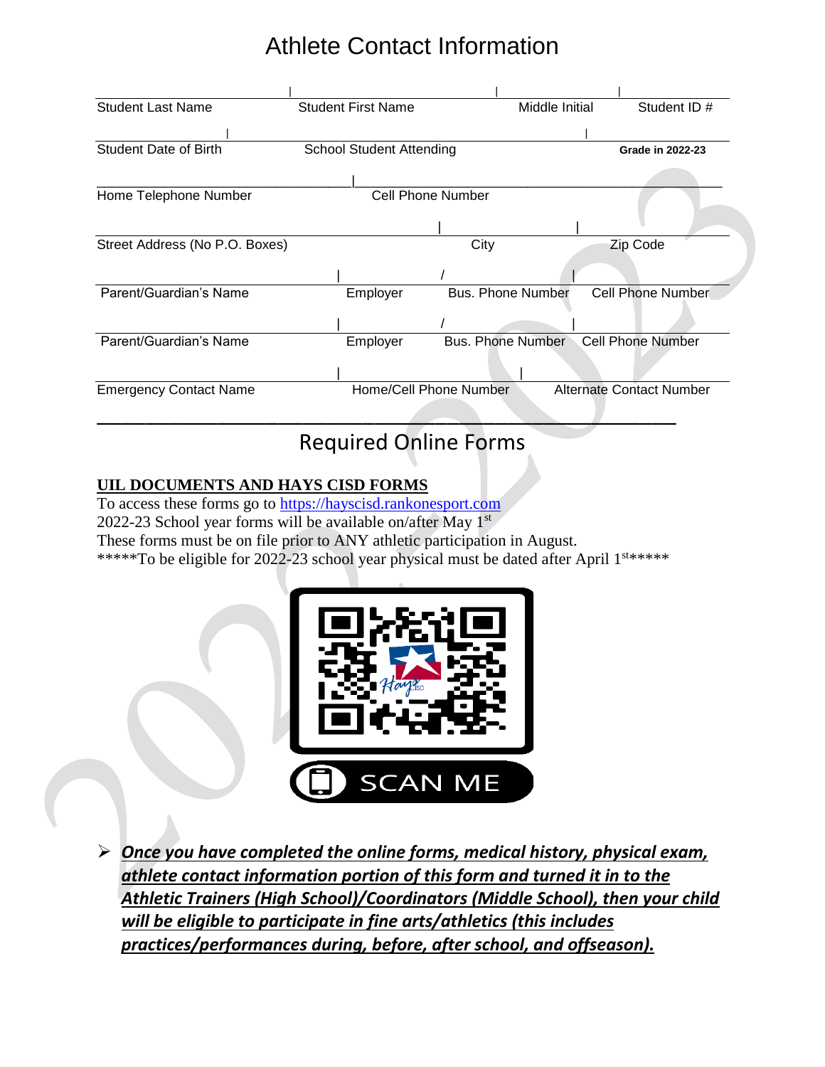# Athlete Contact Information

| | | | |
|---|---|---|---|
| Student Last Name | Student First Name | Middle Initial | Student ID # |
| Student Date of Birth | School Student Attending | | **Grade in 2022-23** |
| Home Telephone Number | Cell Phone Number | | |
| Street Address (No P.O. Boxes) | City | | Zip Code |
| Parent/Guardian's Name | Employer | Bus. Phone Number | Cell Phone Number |
| Parent/Guardian's Name | Employer | Bus. Phone Number | Cell Phone Number |
| Emergency Contact Name | Home/Cell Phone Number | | Alternate Contact Number |

## Required Online Forms

**UIL DOCUMENTS AND HAYS CISD FORMS**

To access these forms go to https://hayscisd.rankonesport.com
2022-23 School year forms will be available on/after May 1st
These forms must be on file prior to ANY athletic participation in August.
*****To be eligible for 2022-23 school year physical must be dated after April 1st*****

SCAN ME

- ***Once you have completed the online forms, medical history, physical exam, athlete contact information portion of this form and turned it in to the Athletic Trainers (High School)/Coordinators (Middle School), then your child will be eligible to participate in fine arts/athletics (this includes practices/performances during, before, after school, and offseason).***